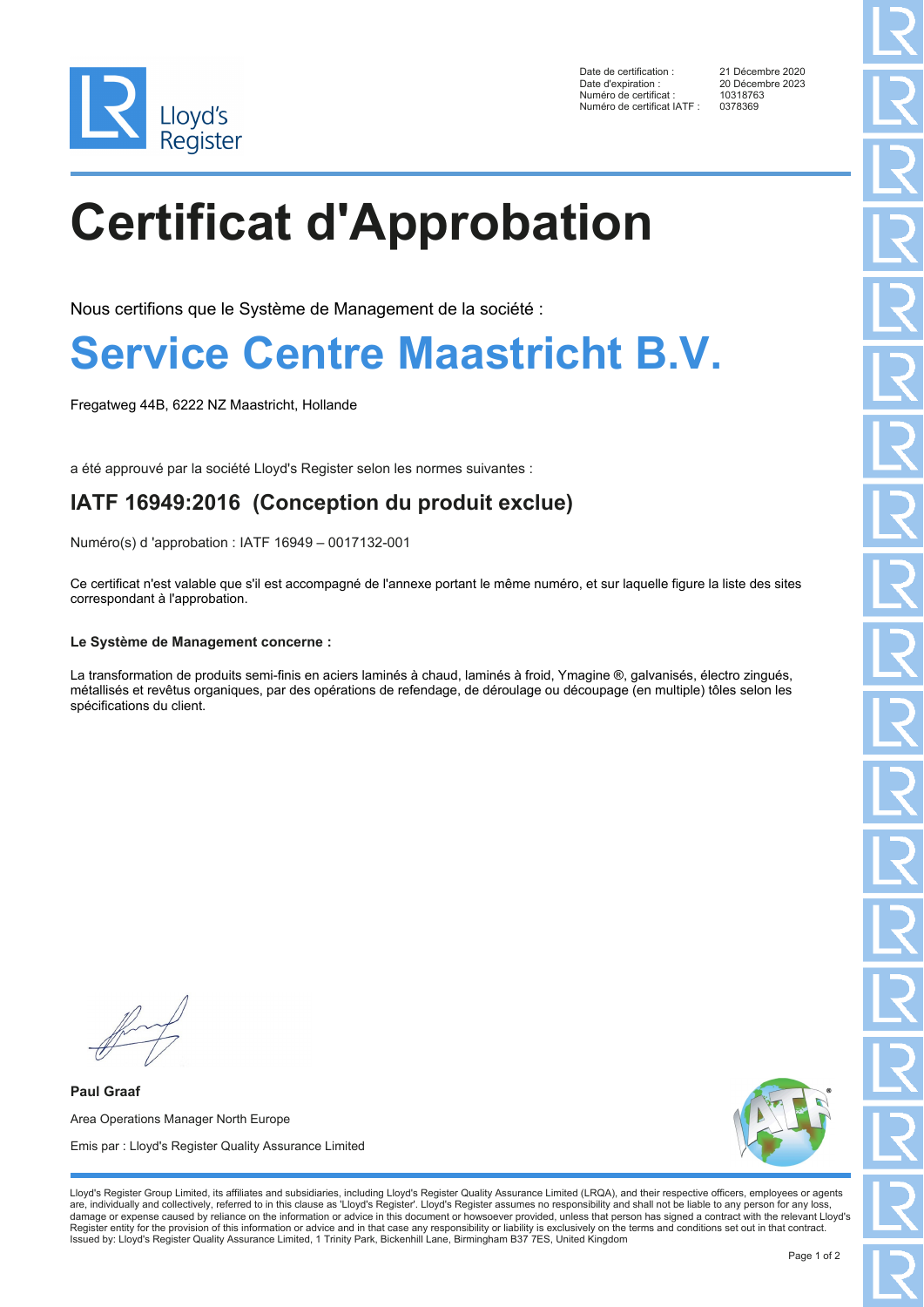Lloyd's Register

| | |
|---|---|
| Date de certification : | 21 Décembre 2020 |
| Date d'expiration : | 20 Décembre 2023 |
| Numéro de certificat : | 10318763 |
| Numéro de certificat IATF : | 0378369 |

# Certificat d'Approbation

Nous certifions que le Système de Management de la société :

## Service Centre Maastricht B.V.

Fregatweg 44B, 6222 NZ Maastricht, Hollande

a été approuvé par la société Lloyd's Register selon les normes suivantes :

### IATF 16949:2016 (Conception du produit exclue)

Numéro(s) d 'approbation : IATF 16949 – 0017132-001

Ce certificat n'est valable que s'il est accompagné de l'annexe portant le même numéro, et sur laquelle figure la liste des sites correspondant à l'approbation.

**Le Système de Management concerne :**

La transformation de produits semi-finis en aciers laminés à chaud, laminés à froid, Ymagine ®, galvanisés, électro zingués, métallisés et revêtus organiques, par des opérations de refendage, de déroulage ou découpage (en multiple) tôles selon les spécifications du client.

**Paul Graaf**

Area Operations Manager North Europe

Emis par : Lloyd's Register Quality Assurance Limited

Lloyd's Register Group Limited, its affiliates and subsidiaries, including Lloyd's Register Quality Assurance Limited (LRQA), and their respective officers, employees or agents are, individually and collectively, referred to in this clause as 'Lloyd's Register'. Lloyd's Register assumes no responsibility and shall not be liable to any person for any loss, damage or expense caused by reliance on the information or advice in this document or howsoever provided, unless that person has signed a contract with the relevant Lloyd's Register entity for the provision of this information or advice and in that case any responsibility or liability is exclusively on the terms and conditions set out in that contract.
Issued by: Lloyd's Register Quality Assurance Limited, 1 Trinity Park, Bickenhill Lane, Birmingham B37 7ES, United Kingdom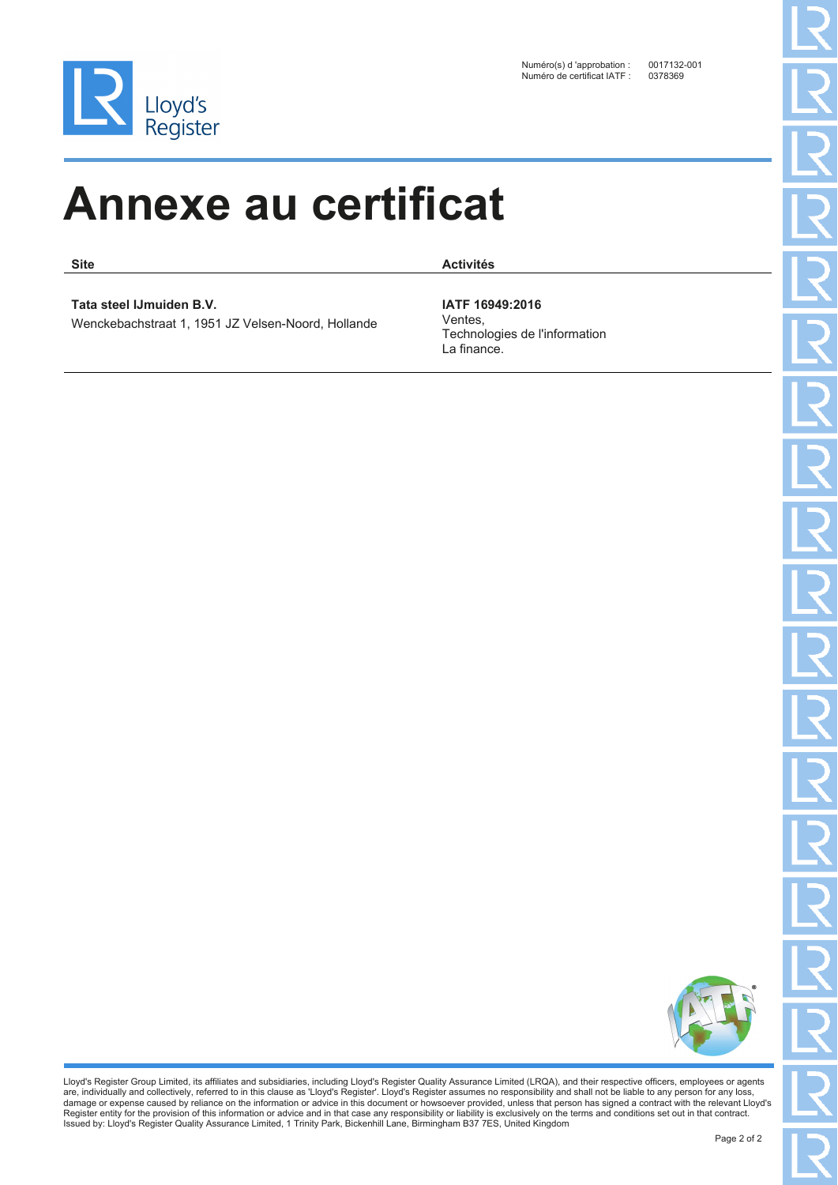Numéro(s) d 'approbation : 0017132-001
Numéro de certificat IATF : 0378369

# Annexe au certificat

| Site | Activités |
| --- | --- |
| **Tata steel IJmuiden B.V.**<br>Wenckebachstraat 1, 1951 JZ Velsen-Noord, Hollande | **IATF 16949:2016**<br>Ventes,<br>Technologies de l'information<br>La finance. |

Lloyd's Register Group Limited, its affiliates and subsidiaries, including Lloyd's Register Quality Assurance Limited (LRQA), and their respective officers, employees or agents are, individually and collectively, referred to in this clause as 'Lloyd's Register'. Lloyd's Register assumes no responsibility and shall not be liable to any person for any loss, damage or expense caused by reliance on the information or advice in this document or howsoever provided, unless that person has signed a contract with the relevant Lloyd's Register entity for the provision of this information or advice and in that case any responsibility or liability is exclusively on the terms and conditions set out in that contract.
Issued by: Lloyd's Register Quality Assurance Limited, 1 Trinity Park, Bickenhill Lane, Birmingham B37 7ES, United Kingdom